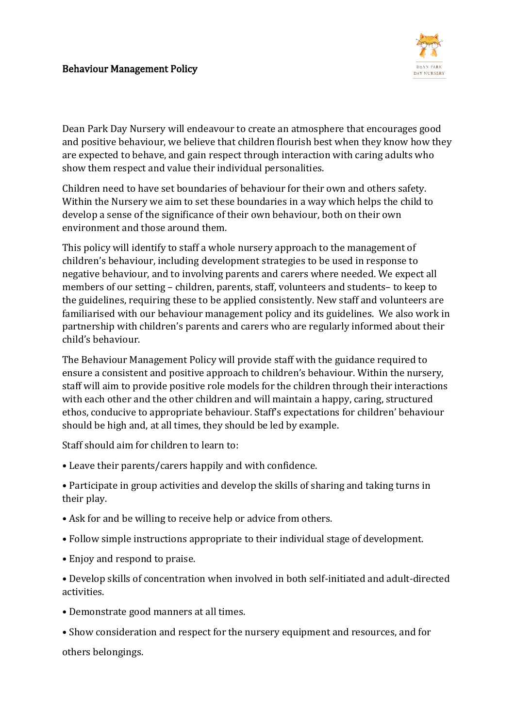# Behaviour Management Policy

Dean Park Day Nursery will endeavour to create an atmosphere that encourages good and positive behaviour, we believe that children flourish best when they know how they are expected to behave, and gain respect through interaction with caring adults who show them respect and value their individual personalities.

Children need to have set boundaries of behaviour for their own and others safety. Within the Nursery we aim to set these boundaries in a way which helps the child to develop a sense of the significance of their own behaviour, both on their own environment and those around them.

This policy will identify to staff a whole nursery approach to the management of children's behaviour, including development strategies to be used in response to negative behaviour, and to involving parents and carers where needed. We expect all members of our setting – children, parents, staff, volunteers and students– to keep to the guidelines, requiring these to be applied consistently. New staff and volunteers are familiarised with our behaviour management policy and its guidelines. We also work in partnership with children's parents and carers who are regularly informed about their child's behaviour.

The Behaviour Management Policy will provide staff with the guidance required to ensure a consistent and positive approach to children's behaviour. Within the nursery, staff will aim to provide positive role models for the children through their interactions with each other and the other children and will maintain a happy, caring, structured ethos, conducive to appropriate behaviour. Staff's expectations for children' behaviour should be high and, at all times, they should be led by example.

Staff should aim for children to learn to:

- Leave their parents/carers happily and with confidence.
- Participate in group activities and develop the skills of sharing and taking turns in their play.
- Ask for and be willing to receive help or advice from others.
- Follow simple instructions appropriate to their individual stage of development.
- Enjoy and respond to praise.
- Develop skills of concentration when involved in both self-initiated and adult-directed activities.
- Demonstrate good manners at all times.
- Show consideration and respect for the nursery equipment and resources, and for others belongings.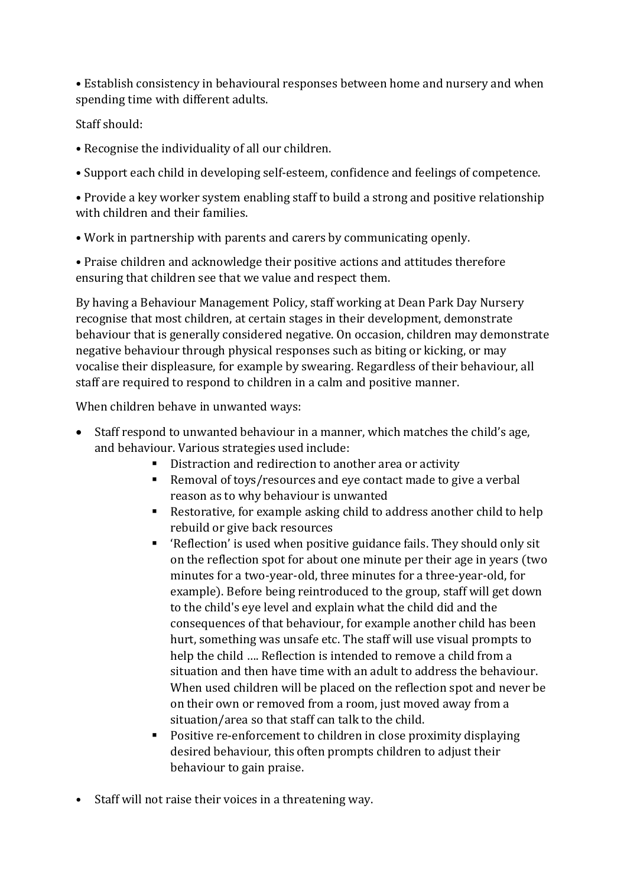• Establish consistency in behavioural responses between home and nursery and when spending time with different adults.

Staff should:

• Recognise the individuality of all our children.

• Support each child in developing self-esteem, confidence and feelings of competence.

• Provide a key worker system enabling staff to build a strong and positive relationship with children and their families.

• Work in partnership with parents and carers by communicating openly.

• Praise children and acknowledge their positive actions and attitudes therefore ensuring that children see that we value and respect them.

By having a Behaviour Management Policy, staff working at Dean Park Day Nursery recognise that most children, at certain stages in their development, demonstrate behaviour that is generally considered negative. On occasion, children may demonstrate negative behaviour through physical responses such as biting or kicking, or may vocalise their displeasure, for example by swearing. Regardless of their behaviour, all staff are required to respond to children in a calm and positive manner.

When children behave in unwanted ways:

- Staff respond to unwanted behaviour in a manner, which matches the child's age, and behaviour. Various strategies used include:
    - Distraction and redirection to another area or activity
    - Removal of toys/resources and eye contact made to give a verbal reason as to why behaviour is unwanted
    - Restorative, for example asking child to address another child to help rebuild or give back resources
    - 'Reflection' is used when positive guidance fails. They should only sit on the reflection spot for about one minute per their age in years (two minutes for a two-year-old, three minutes for a three-year-old, for example). Before being reintroduced to the group, staff will get down to the child's eye level and explain what the child did and the consequences of that behaviour, for example another child has been hurt, something was unsafe etc. The staff will use visual prompts to help the child …. Reflection is intended to remove a child from a situation and then have time with an adult to address the behaviour. When used children will be placed on the reflection spot and never be on their own or removed from a room, just moved away from a situation/area so that staff can talk to the child.
    - Positive re-enforcement to children in close proximity displaying desired behaviour, this often prompts children to adjust their behaviour to gain praise.

- Staff will not raise their voices in a threatening way.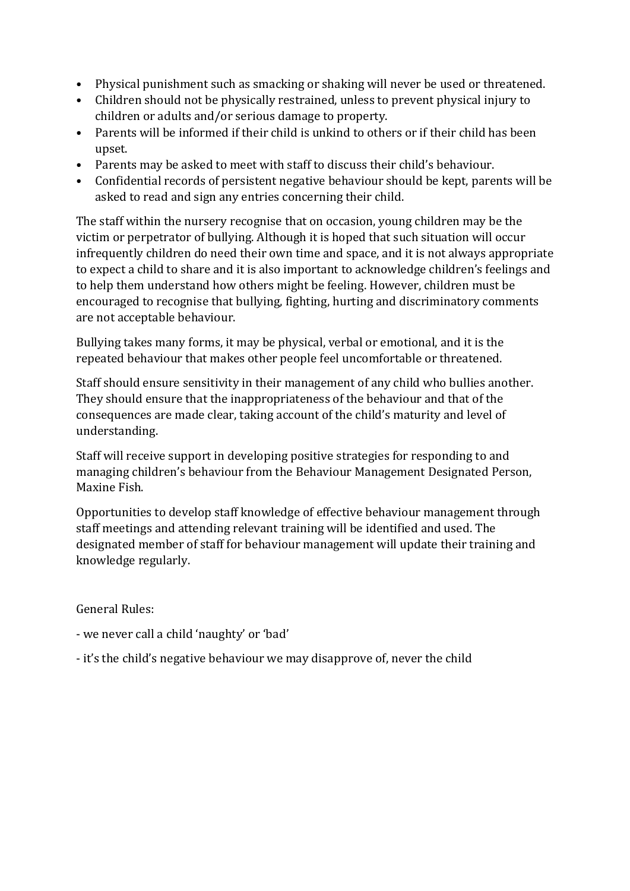- Physical punishment such as smacking or shaking will never be used or threatened.
- Children should not be physically restrained, unless to prevent physical injury to children or adults and/or serious damage to property.
- Parents will be informed if their child is unkind to others or if their child has been upset.
- Parents may be asked to meet with staff to discuss their child's behaviour.
- Confidential records of persistent negative behaviour should be kept, parents will be asked to read and sign any entries concerning their child.

The staff within the nursery recognise that on occasion, young children may be the victim or perpetrator of bullying. Although it is hoped that such situation will occur infrequently children do need their own time and space, and it is not always appropriate to expect a child to share and it is also important to acknowledge children's feelings and to help them understand how others might be feeling. However, children must be encouraged to recognise that bullying, fighting, hurting and discriminatory comments are not acceptable behaviour.

Bullying takes many forms, it may be physical, verbal or emotional, and it is the repeated behaviour that makes other people feel uncomfortable or threatened.

Staff should ensure sensitivity in their management of any child who bullies another. They should ensure that the inappropriateness of the behaviour and that of the consequences are made clear, taking account of the child's maturity and level of understanding.

Staff will receive support in developing positive strategies for responding to and managing children's behaviour from the Behaviour Management Designated Person, Maxine Fish.

Opportunities to develop staff knowledge of effective behaviour management through staff meetings and attending relevant training will be identified and used. The designated member of staff for behaviour management will update their training and knowledge regularly.

General Rules:

- we never call a child 'naughty' or 'bad'

- it's the child's negative behaviour we may disapprove of, never the child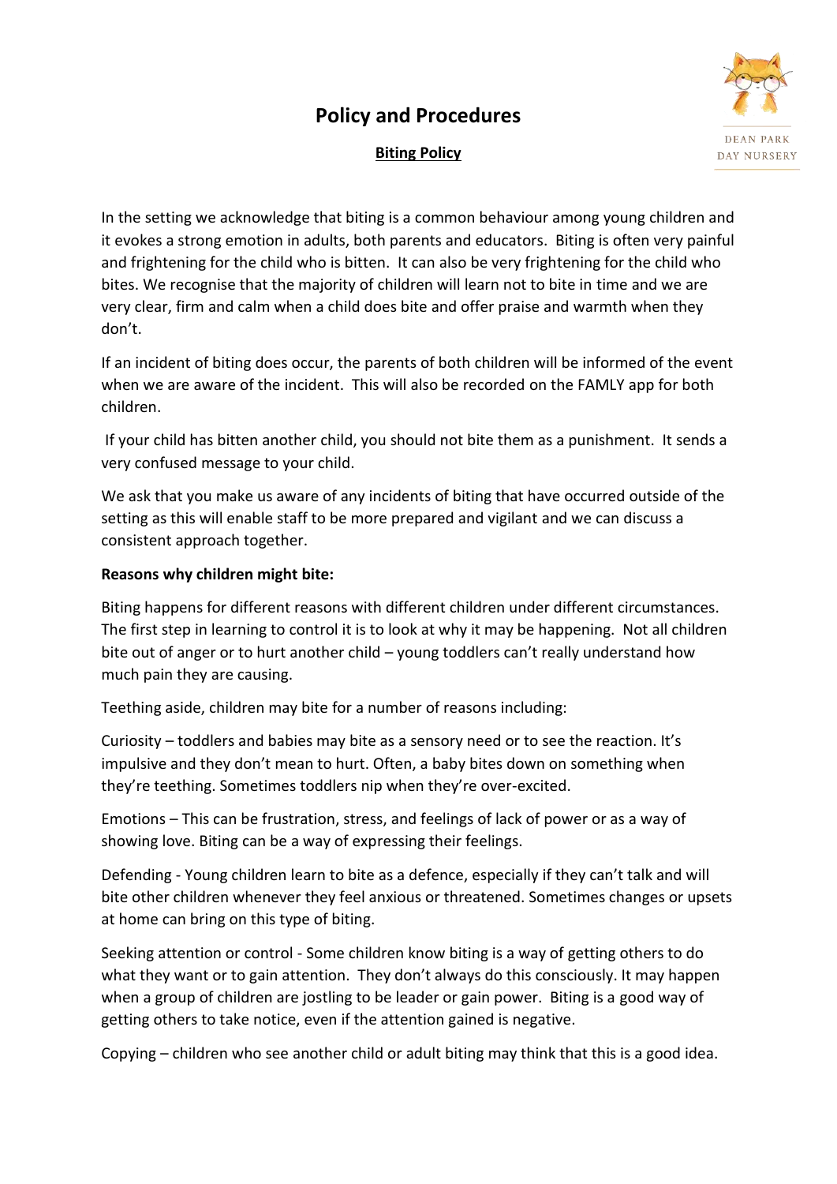# Policy and Procedures

**Biting Policy**

In the setting we acknowledge that biting is a common behaviour among young children and it evokes a strong emotion in adults, both parents and educators. Biting is often very painful and frightening for the child who is bitten. It can also be very frightening for the child who bites. We recognise that the majority of children will learn not to bite in time and we are very clear, firm and calm when a child does bite and offer praise and warmth when they don't.

If an incident of biting does occur, the parents of both children will be informed of the event when we are aware of the incident. This will also be recorded on the FAMLY app for both children.

If your child has bitten another child, you should not bite them as a punishment. It sends a very confused message to your child.

We ask that you make us aware of any incidents of biting that have occurred outside of the setting as this will enable staff to be more prepared and vigilant and we can discuss a consistent approach together.

**Reasons why children might bite:**

Biting happens for different reasons with different children under different circumstances. The first step in learning to control it is to look at why it may be happening. Not all children bite out of anger or to hurt another child – young toddlers can't really understand how much pain they are causing.

Teething aside, children may bite for a number of reasons including:

Curiosity – toddlers and babies may bite as a sensory need or to see the reaction. It's impulsive and they don't mean to hurt. Often, a baby bites down on something when they're teething. Sometimes toddlers nip when they're over-excited.

Emotions – This can be frustration, stress, and feelings of lack of power or as a way of showing love. Biting can be a way of expressing their feelings.

Defending - Young children learn to bite as a defence, especially if they can't talk and will bite other children whenever they feel anxious or threatened. Sometimes changes or upsets at home can bring on this type of biting.

Seeking attention or control - Some children know biting is a way of getting others to do what they want or to gain attention. They don't always do this consciously. It may happen when a group of children are jostling to be leader or gain power. Biting is a good way of getting others to take notice, even if the attention gained is negative.

Copying – children who see another child or adult biting may think that this is a good idea.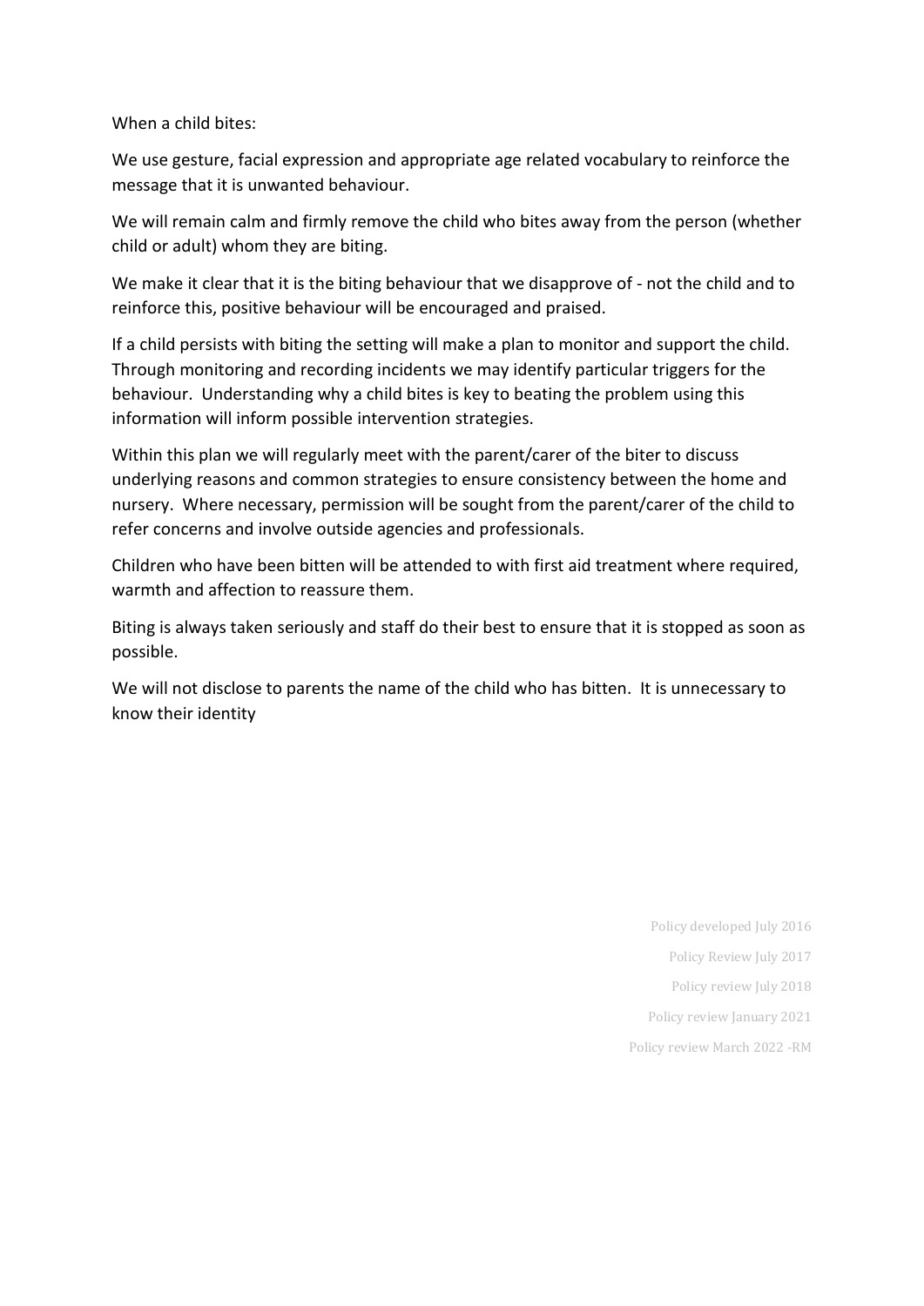When a child bites:

We use gesture, facial expression and appropriate age related vocabulary to reinforce the message that it is unwanted behaviour.

We will remain calm and firmly remove the child who bites away from the person (whether child or adult) whom they are biting.

We make it clear that it is the biting behaviour that we disapprove of - not the child and to reinforce this, positive behaviour will be encouraged and praised.

If a child persists with biting the setting will make a plan to monitor and support the child. Through monitoring and recording incidents we may identify particular triggers for the behaviour. Understanding why a child bites is key to beating the problem using this information will inform possible intervention strategies.

Within this plan we will regularly meet with the parent/carer of the biter to discuss underlying reasons and common strategies to ensure consistency between the home and nursery. Where necessary, permission will be sought from the parent/carer of the child to refer concerns and involve outside agencies and professionals.

Children who have been bitten will be attended to with first aid treatment where required, warmth and affection to reassure them.

Biting is always taken seriously and staff do their best to ensure that it is stopped as soon as possible.

We will not disclose to parents the name of the child who has bitten. It is unnecessary to know their identity

Policy developed July 2016

Policy Review July 2017

Policy review July 2018

Policy review January 2021

Policy review March 2022 -RM